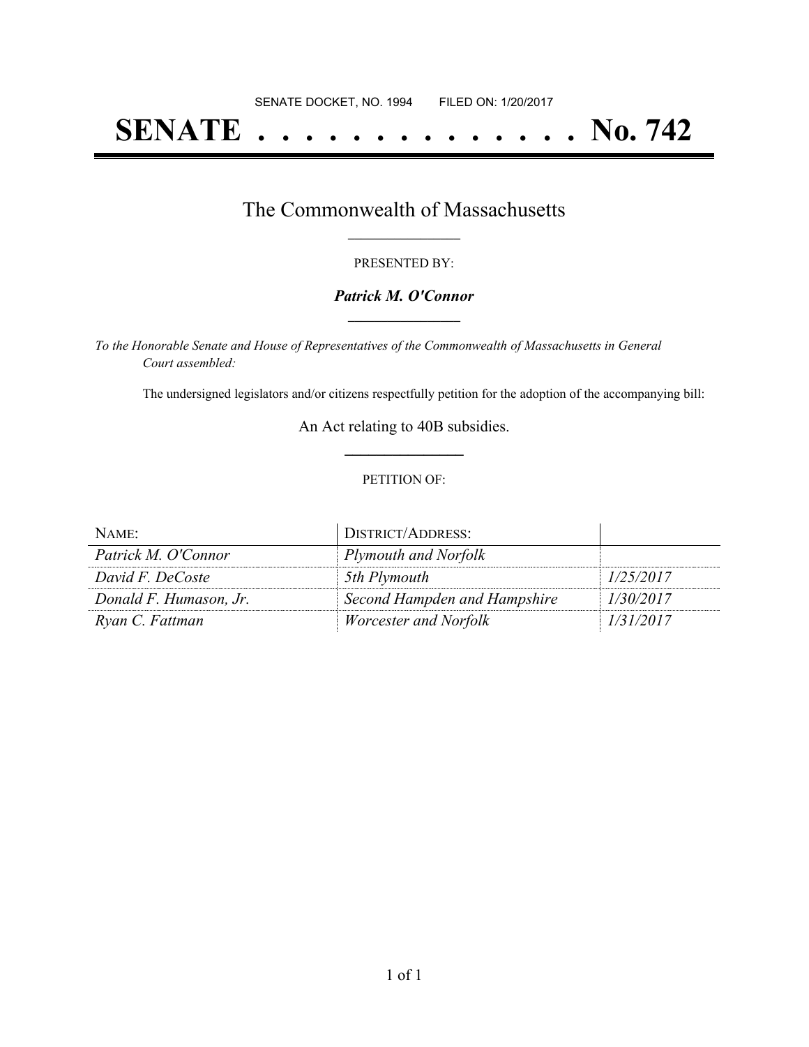SENATE DOCKET, NO. 1994        FILED ON: 1/20/2017

# SENATE . . . . . . . . . . . . . . No. 742

## The Commonwealth of Massachusetts

PRESENTED BY:

***Patrick M. O'Connor***

*To the Honorable Senate and House of Representatives of the Commonwealth of Massachusetts in General Court assembled:*

The undersigned legislators and/or citizens respectfully petition for the adoption of the accompanying bill:

An Act relating to 40B subsidies.

PETITION OF:

| NAME: | DISTRICT/ADDRESS: | |
|---|---|---|
| *Patrick M. O'Connor* | *Plymouth and Norfolk* | |
| *David F. DeCoste* | *5th Plymouth* | *1/25/2017* |
| *Donald F. Humason, Jr.* | *Second Hampden and Hampshire* | *1/30/2017* |
| *Ryan C. Fattman* | *Worcester and Norfolk* | *1/31/2017* |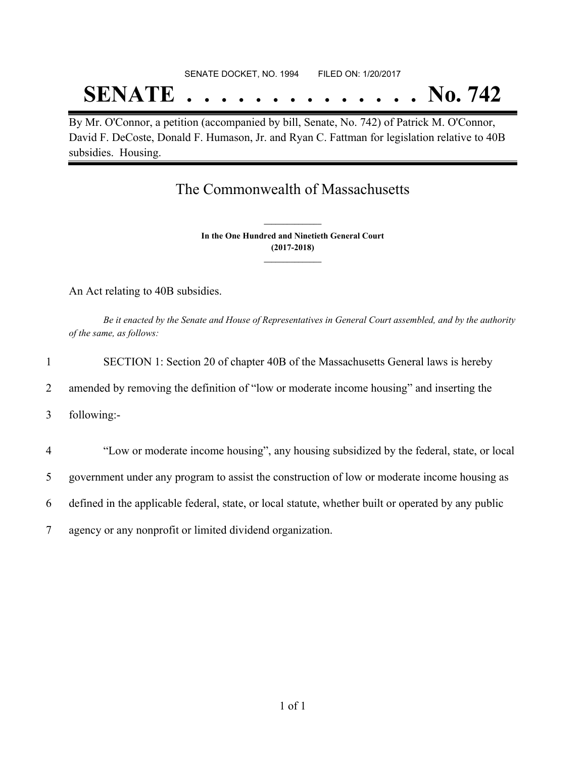SENATE DOCKET, NO. 1994        FILED ON: 1/20/2017

# SENATE . . . . . . . . . . . . . . No. 742

By Mr. O'Connor, a petition (accompanied by bill, Senate, No. 742) of Patrick M. O'Connor, David F. DeCoste, Donald F. Humason, Jr. and Ryan C. Fattman for legislation relative to 40B subsidies. Housing.

## The Commonwealth of Massachusetts

**In the One Hundred and Ninetieth General Court**
**(2017-2018)**

An Act relating to 40B subsidies.

*Be it enacted by the Senate and House of Representatives in General Court assembled, and by the authority of the same, as follows:*

1 SECTION 1: Section 20 of chapter 40B of the Massachusetts General laws is hereby
2 amended by removing the definition of "low or moderate income housing" and inserting the
3 following:-

4 "Low or moderate income housing", any housing subsidized by the federal, state, or local
5 government under any program to assist the construction of low or moderate income housing as
6 defined in the applicable federal, state, or local statute, whether built or operated by any public
7 agency or any nonprofit or limited dividend organization.